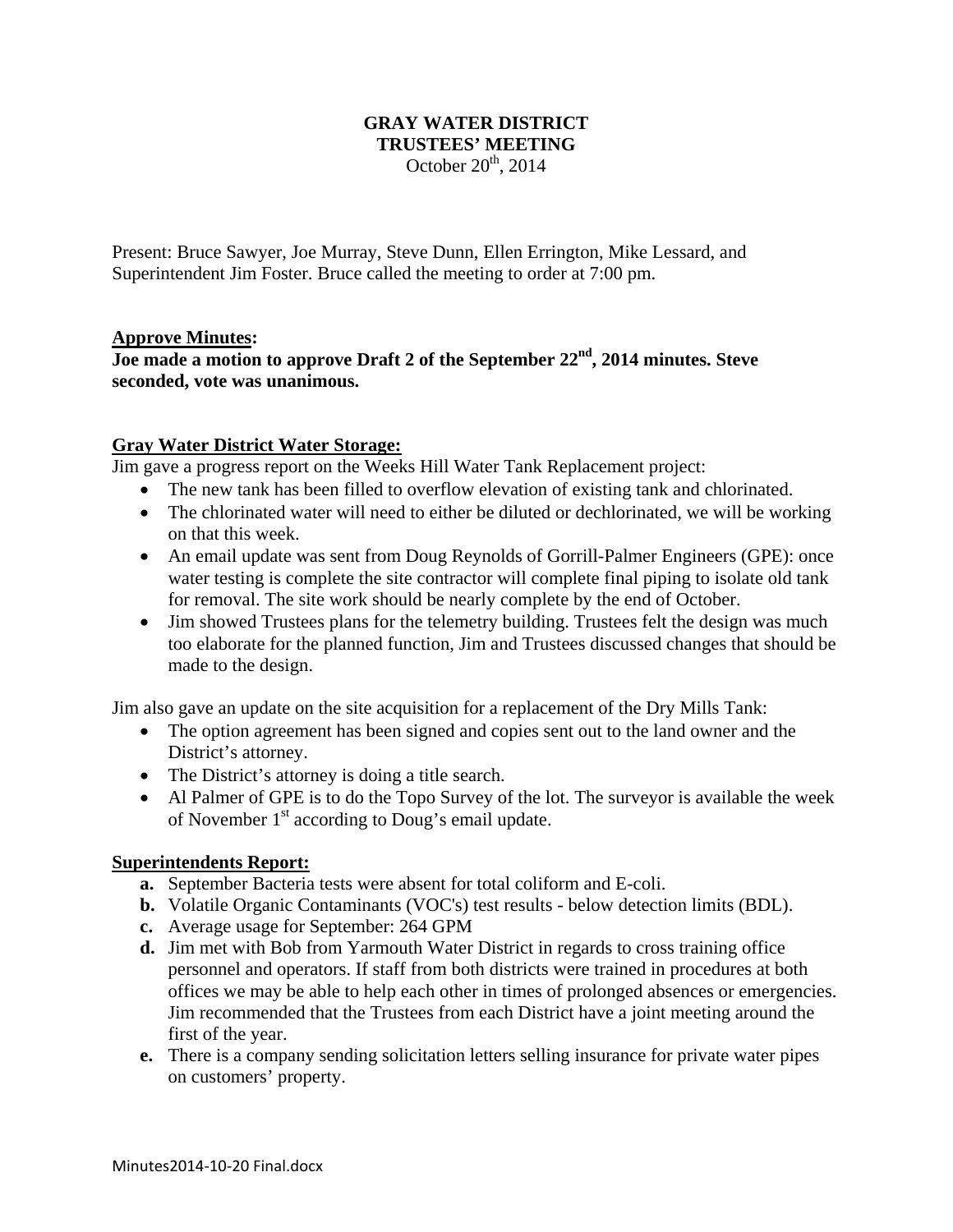# GRAY WATER DISTRICT
## TRUSTEES' MEETING
October 20th, 2014

Present: Bruce Sawyer, Joe Murray, Steve Dunn, Ellen Errington, Mike Lessard, and Superintendent Jim Foster. Bruce called the meeting to order at 7:00 pm.

### Approve Minutes:

**Joe made a motion to approve Draft 2 of the September 22nd, 2014 minutes. Steve seconded, vote was unanimous.**

### Gray Water District Water Storage:

Jim gave a progress report on the Weeks Hill Water Tank Replacement project:

- The new tank has been filled to overflow elevation of existing tank and chlorinated.
- The chlorinated water will need to either be diluted or dechlorinated, we will be working on that this week.
- An email update was sent from Doug Reynolds of Gorrill-Palmer Engineers (GPE): once water testing is complete the site contractor will complete final piping to isolate old tank for removal. The site work should be nearly complete by the end of October.
- Jim showed Trustees plans for the telemetry building. Trustees felt the design was much too elaborate for the planned function, Jim and Trustees discussed changes that should be made to the design.

Jim also gave an update on the site acquisition for a replacement of the Dry Mills Tank:

- The option agreement has been signed and copies sent out to the land owner and the District's attorney.
- The District's attorney is doing a title search.
- Al Palmer of GPE is to do the Topo Survey of the lot. The surveyor is available the week of November 1st according to Doug's email update.

### Superintendents Report:

- **a.** September Bacteria tests were absent for total coliform and E-coli.
- **b.** Volatile Organic Contaminants (VOC's) test results - below detection limits (BDL).
- **c.** Average usage for September: 264 GPM
- **d.** Jim met with Bob from Yarmouth Water District in regards to cross training office personnel and operators. If staff from both districts were trained in procedures at both offices we may be able to help each other in times of prolonged absences or emergencies. Jim recommended that the Trustees from each District have a joint meeting around the first of the year.
- **e.** There is a company sending solicitation letters selling insurance for private water pipes on customers' property.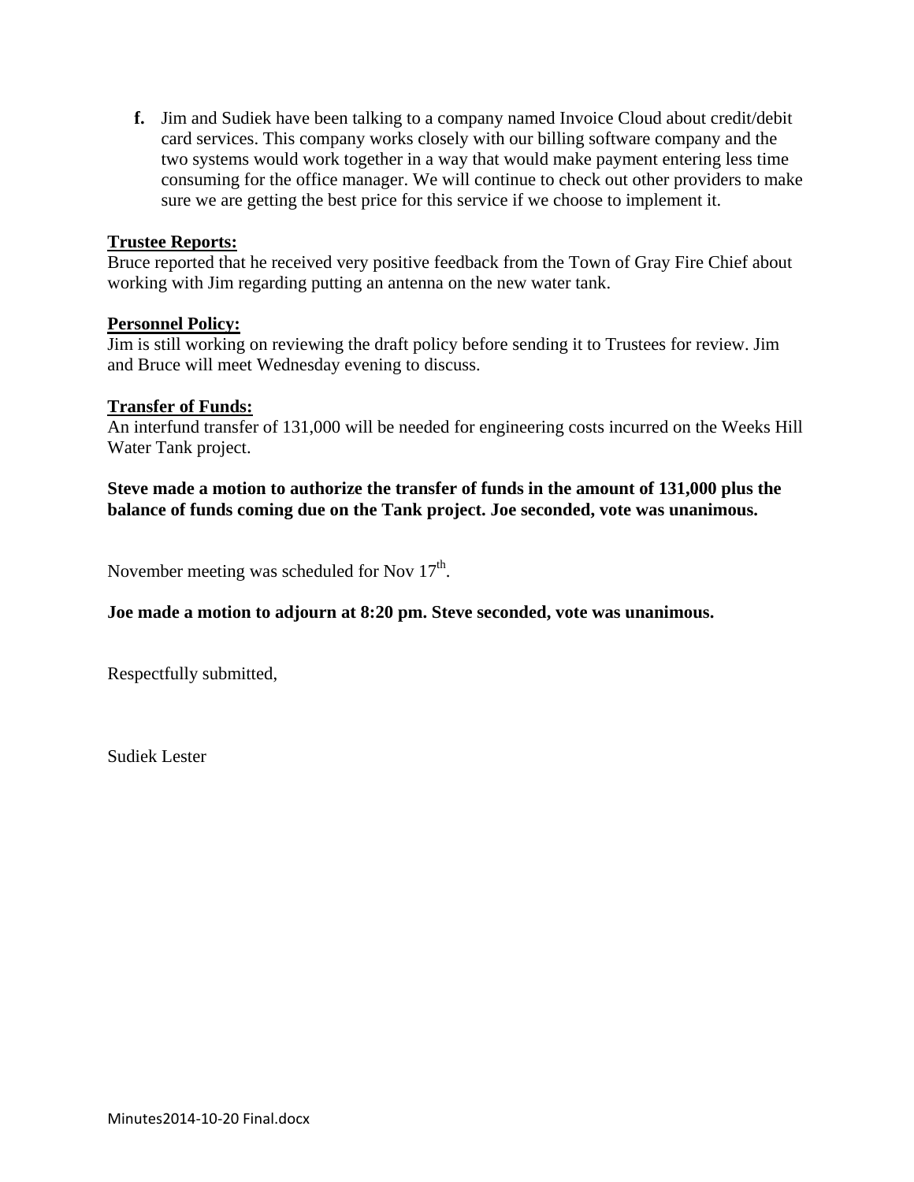**f.** Jim and Sudiek have been talking to a company named Invoice Cloud about credit/debit card services. This company works closely with our billing software company and the two systems would work together in a way that would make payment entering less time consuming for the office manager. We will continue to check out other providers to make sure we are getting the best price for this service if we choose to implement it.

**<u>Trustee Reports:</u>**

Bruce reported that he received very positive feedback from the Town of Gray Fire Chief about working with Jim regarding putting an antenna on the new water tank.

**<u>Personnel Policy:</u>**

Jim is still working on reviewing the draft policy before sending it to Trustees for review. Jim and Bruce will meet Wednesday evening to discuss.

**<u>Transfer of Funds:</u>**

An interfund transfer of 131,000 will be needed for engineering costs incurred on the Weeks Hill Water Tank project.

**Steve made a motion to authorize the transfer of funds in the amount of 131,000 plus the balance of funds coming due on the Tank project. Joe seconded, vote was unanimous.**

November meeting was scheduled for Nov 17th.

**Joe made a motion to adjourn at 8:20 pm. Steve seconded, vote was unanimous.**

Respectfully submitted,

Sudiek Lester

Minutes2014-10-20 Final.docx